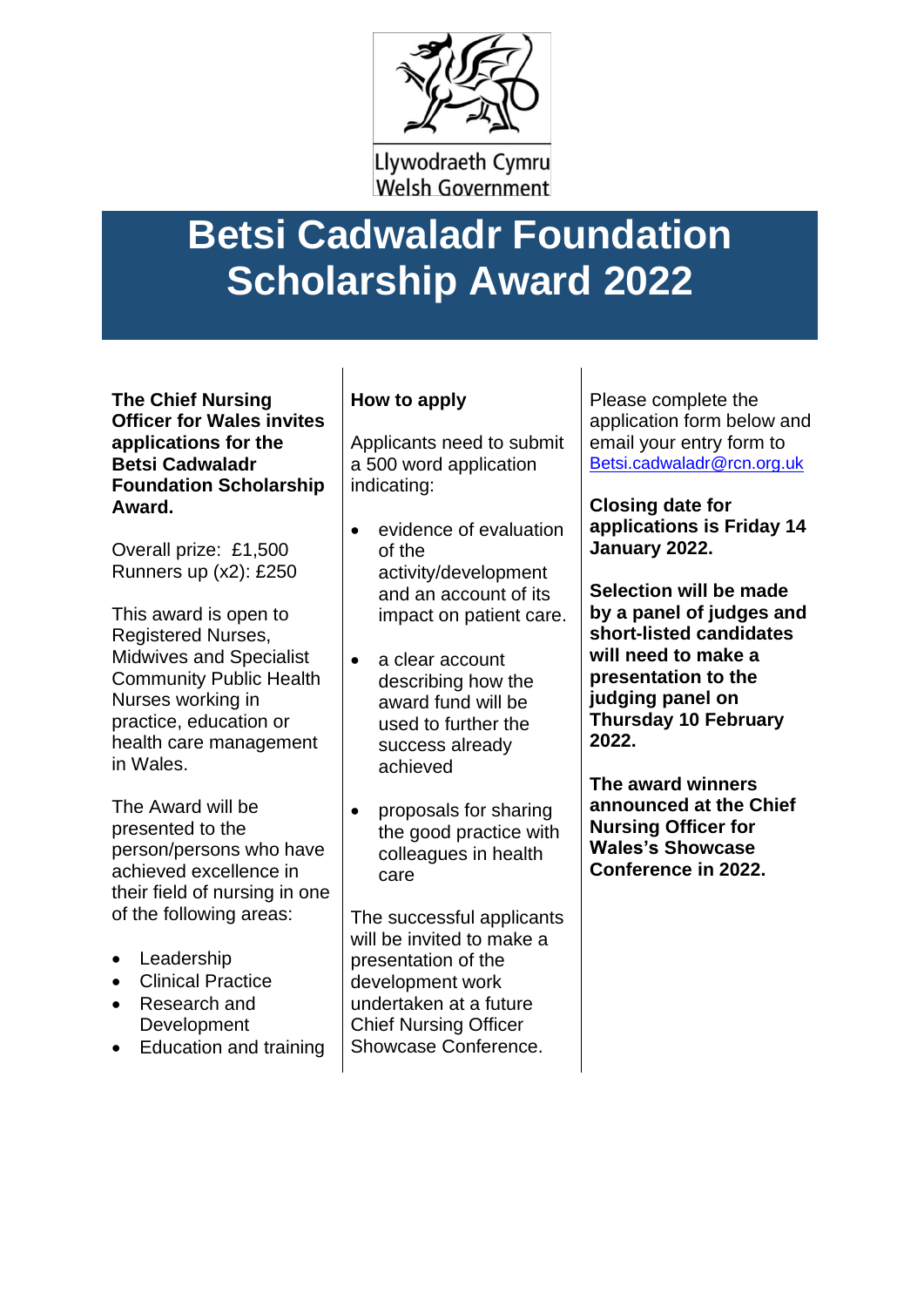Llywodraeth Cymru
Welsh Government

# Betsi Cadwaladr Foundation Scholarship Award 2022

**The Chief Nursing Officer for Wales invites applications for the Betsi Cadwaladr Foundation Scholarship Award.**

Overall prize: £1,500
Runners up (x2): £250

This award is open to Registered Nurses, Midwives and Specialist Community Public Health Nurses working in practice, education or health care management in Wales.

The Award will be presented to the person/persons who have achieved excellence in their field of nursing in one of the following areas:

- Leadership
- Clinical Practice
- Research and Development
- Education and training

**How to apply**

Applicants need to submit a 500 word application indicating:

- evidence of evaluation of the activity/development and an account of its impact on patient care.
- a clear account describing how the award fund will be used to further the success already achieved
- proposals for sharing the good practice with colleagues in health care

The successful applicants will be invited to make a presentation of the development work undertaken at a future Chief Nursing Officer Showcase Conference.

Please complete the application form below and email your entry form to [Betsi.cadwaladr@rcn.org.uk](mailto:Betsi.cadwaladr@rcn.org.uk)

**Closing date for applications is Friday 14 January 2022.**

**Selection will be made by a panel of judges and short-listed candidates will need to make a presentation to the judging panel on Thursday 10 February 2022.**

**The award winners announced at the Chief Nursing Officer for Wales's Showcase Conference in 2022.**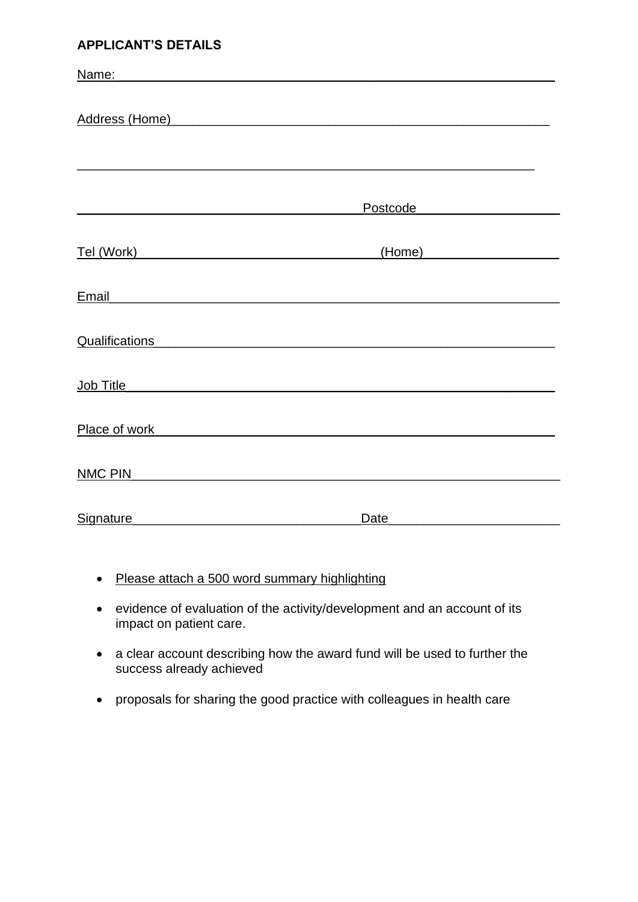**APPLICANT'S DETAILS**

Name: ____________________________________________________________

Address (Home)______________________________________________________

____________________________________________________________________

__________________________________________Postcode___________________

Tel (Work)___________________________________(Home)___________________

Email_______________________________________________________________

Qualifications_______________________________________________________

Job Title____________________________________________________________

Place of work_______________________________________________________

NMC PIN____________________________________________________________

Signature_________________________________Date_______________________

- Please attach a 500 word summary highlighting
- evidence of evaluation of the activity/development and an account of its impact on patient care.
- a clear account describing how the award fund will be used to further the success already achieved
- proposals for sharing the good practice with colleagues in health care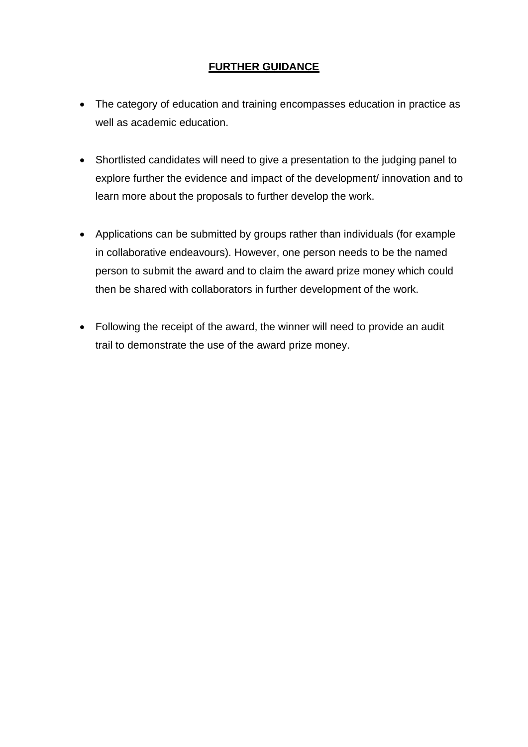## FURTHER GUIDANCE

- The category of education and training encompasses education in practice as well as academic education.

- Shortlisted candidates will need to give a presentation to the judging panel to explore further the evidence and impact of the development/ innovation and to learn more about the proposals to further develop the work.

- Applications can be submitted by groups rather than individuals (for example in collaborative endeavours). However, one person needs to be the named person to submit the award and to claim the award prize money which could then be shared with collaborators in further development of the work.

- Following the receipt of the award, the winner will need to provide an audit trail to demonstrate the use of the award prize money.